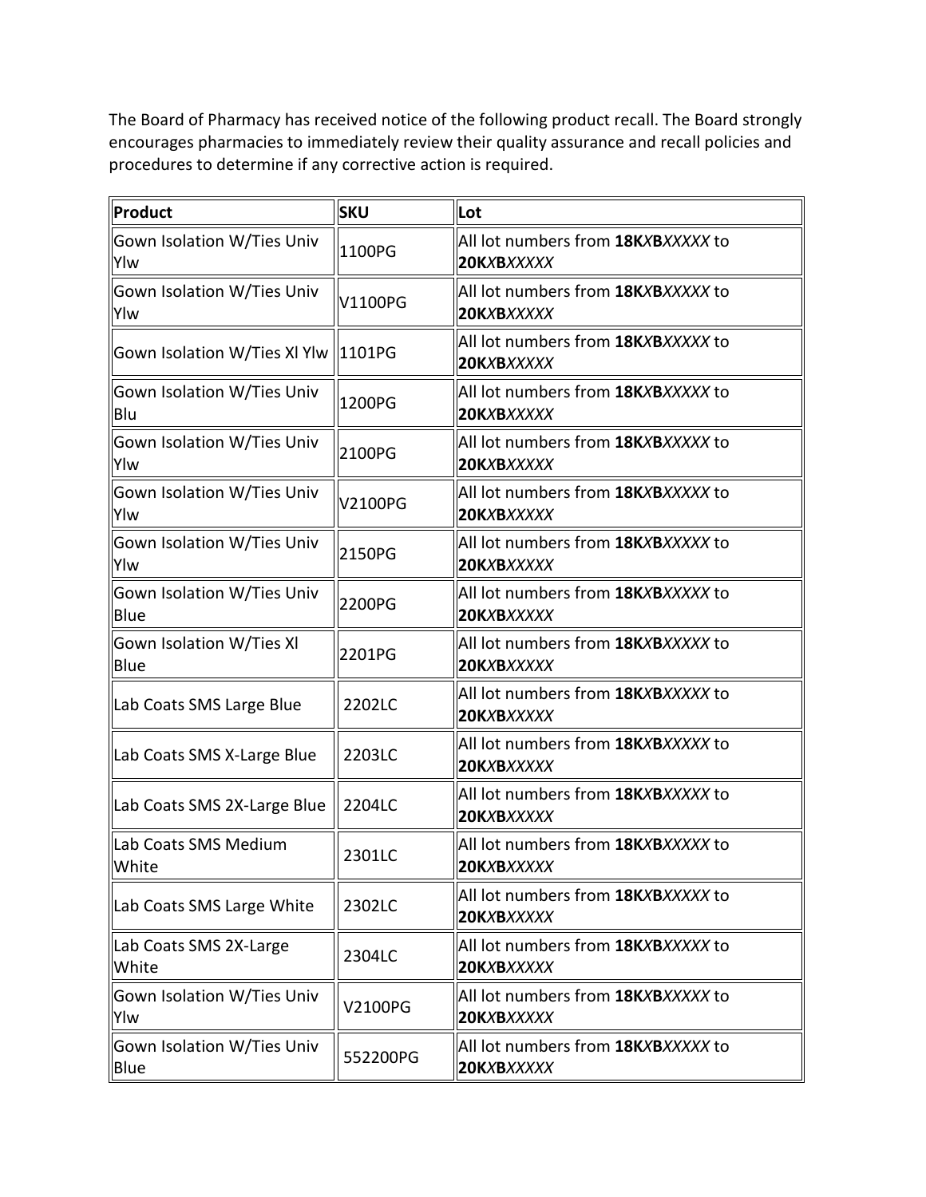The Board of Pharmacy has received notice of the following product recall. The Board strongly encourages pharmacies to immediately review their quality assurance and recall policies and procedures to determine if any corrective action is required.

| Product | SKU | Lot |
|---|---|---|
| Gown Isolation W/Ties Univ Ylw | 1100PG | All lot numbers from **18K*X*B*XXXXX*** to **20K*X*B*XXXXX*** |
| Gown Isolation W/Ties Univ Ylw | V1100PG | All lot numbers from **18K*X*B*XXXXX*** to **20K*X*B*XXXXX*** |
| Gown Isolation W/Ties Xl Ylw | 1101PG | All lot numbers from **18K*X*B*XXXXX*** to **20K*X*B*XXXXX*** |
| Gown Isolation W/Ties Univ Blu | 1200PG | All lot numbers from **18K*X*B*XXXXX*** to **20K*X*B*XXXXX*** |
| Gown Isolation W/Ties Univ Ylw | 2100PG | All lot numbers from **18K*X*B*XXXXX*** to **20K*X*B*XXXXX*** |
| Gown Isolation W/Ties Univ Ylw | V2100PG | All lot numbers from **18K*X*B*XXXXX*** to **20K*X*B*XXXXX*** |
| Gown Isolation W/Ties Univ Ylw | 2150PG | All lot numbers from **18K*X*B*XXXXX*** to **20K*X*B*XXXXX*** |
| Gown Isolation W/Ties Univ Blue | 2200PG | All lot numbers from **18K*X*B*XXXXX*** to **20K*X*B*XXXXX*** |
| Gown Isolation W/Ties Xl Blue | 2201PG | All lot numbers from **18K*X*B*XXXXX*** to **20K*X*B*XXXXX*** |
| Lab Coats SMS Large Blue | 2202LC | All lot numbers from **18K*X*B*XXXXX*** to **20K*X*B*XXXXX*** |
| Lab Coats SMS X-Large Blue | 2203LC | All lot numbers from **18K*X*B*XXXXX*** to **20K*X*B*XXXXX*** |
| Lab Coats SMS 2X-Large Blue | 2204LC | All lot numbers from **18K*X*B*XXXXX*** to **20K*X*B*XXXXX*** |
| Lab Coats SMS Medium White | 2301LC | All lot numbers from **18K*X*B*XXXXX*** to **20K*X*B*XXXXX*** |
| Lab Coats SMS Large White | 2302LC | All lot numbers from **18K*X*B*XXXXX*** to **20K*X*B*XXXXX*** |
| Lab Coats SMS 2X-Large White | 2304LC | All lot numbers from **18K*X*B*XXXXX*** to **20K*X*B*XXXXX*** |
| Gown Isolation W/Ties Univ Ylw | V2100PG | All lot numbers from **18K*X*B*XXXXX*** to **20K*X*B*XXXXX*** |
| Gown Isolation W/Ties Univ Blue | 552200PG | All lot numbers from **18K*X*B*XXXXX*** to **20K*X*B*XXXXX*** |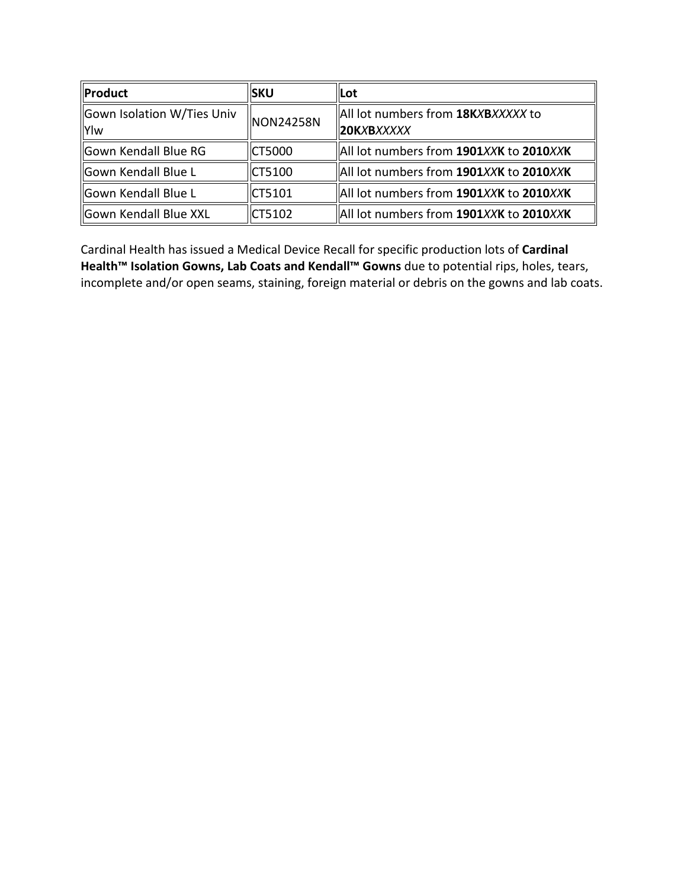| **Product** | **SKU** | **Lot** |
| --- | --- | --- |
| Gown Isolation W/Ties Univ Ylw | NON24258N | All lot numbers from **18K***X***B***XXXXX* to **20K***X***B***XXXXX* |
| Gown Kendall Blue RG | CT5000 | All lot numbers from **1901***XX***K** to **2010***XX***K** |
| Gown Kendall Blue L | CT5100 | All lot numbers from **1901***XX***K** to **2010***XX***K** |
| Gown Kendall Blue L | CT5101 | All lot numbers from **1901***XX***K** to **2010***XX***K** |
| Gown Kendall Blue XXL | CT5102 | All lot numbers from **1901***XX***K** to **2010***XX***K** |

Cardinal Health has issued a Medical Device Recall for specific production lots of **Cardinal Health™ Isolation Gowns, Lab Coats and Kendall™ Gowns** due to potential rips, holes, tears, incomplete and/or open seams, staining, foreign material or debris on the gowns and lab coats.